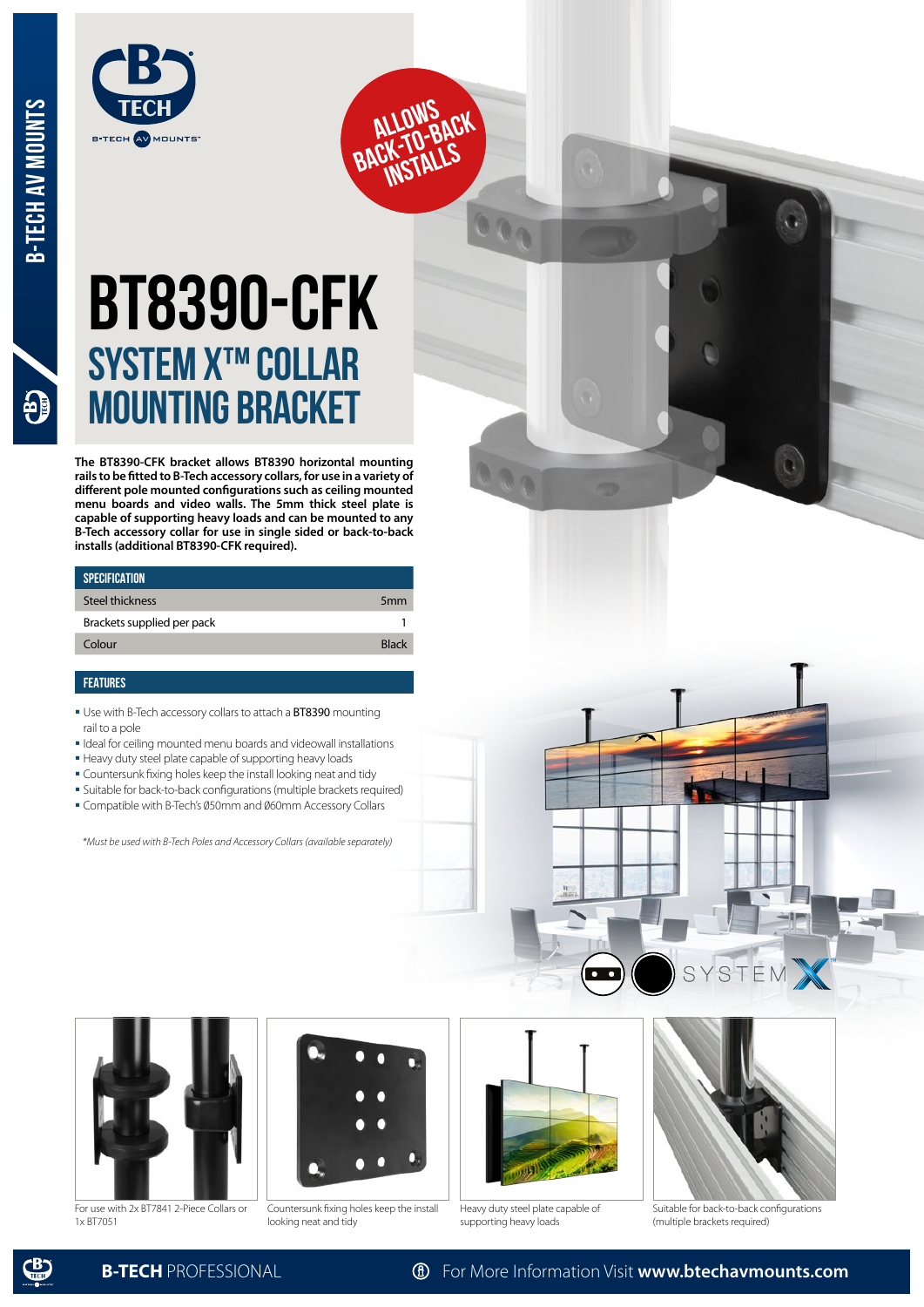# BT8390-CFK

## SYSTEM X™ COLLAR MOUNTING BRACKET

ALLOWS BACK-TO-BACK INSTALLS

**The BT8390-CFK bracket allows BT8390 horizontal mounting rails to be fitted to B-Tech accessory collars, for use in a variety of different pole mounted configurations such as ceiling mounted menu boards and video walls. The 5mm thick steel plate is capable of supporting heavy loads and can be mounted to any B-Tech accessory collar for use in single sided or back-to-back installs (additional BT8390-CFK required).**

### SPECIFICATION

| | |
|---|---|
| Steel thickness | 5mm |
| Brackets supplied per pack | 1 |
| Colour | Black |

### FEATURES

- Use with B-Tech accessory collars to attach a **BT8390** mounting rail to a pole
- Ideal for ceiling mounted menu boards and videowall installations
- Heavy duty steel plate capable of supporting heavy loads
- Countersunk fixing holes keep the install looking neat and tidy
- Suitable for back-to-back configurations (multiple brackets required)
- Compatible with B-Tech's Ø50mm and Ø60mm Accessory Collars

*\*Must be used with B-Tech Poles and Accessory Collars (available separately)*

For use with 2x BT7841 2-Piece Collars or 1x BT7051

Countersunk fixing holes keep the install looking neat and tidy

Heavy duty steel plate capable of supporting heavy loads

Suitable for back-to-back configurations (multiple brackets required)

**B-TECH** PROFESSIONAL

For More Information Visit **www.btechavmounts.com**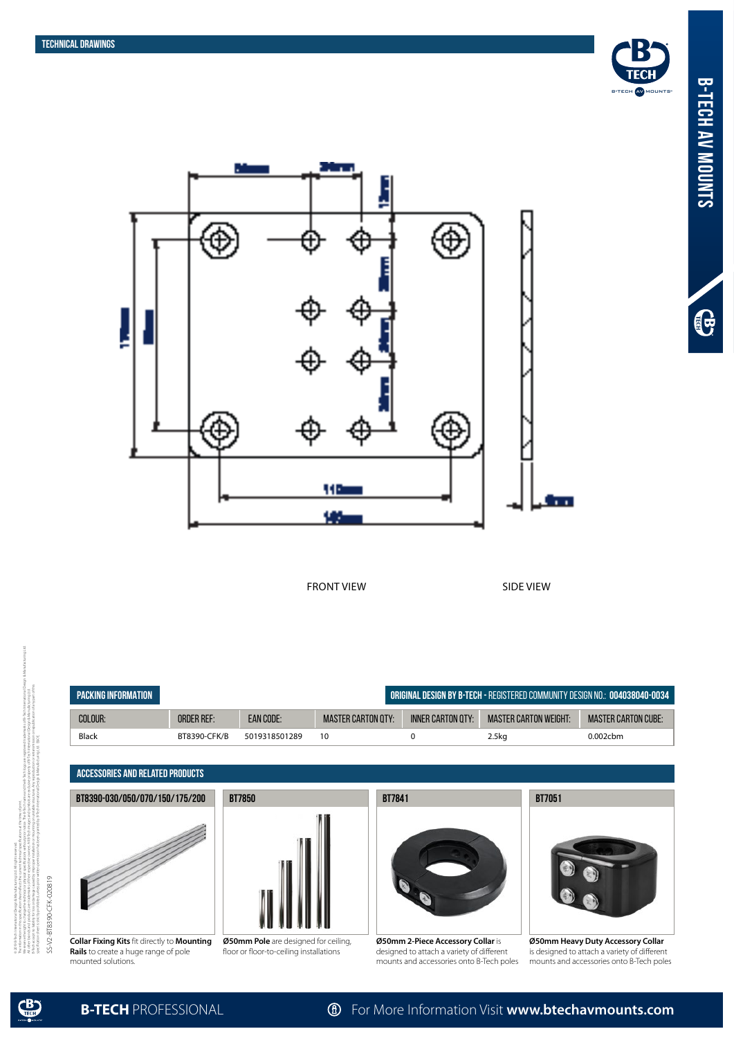## TECHNICAL DRAWINGS

FRONT VIEW

SIDE VIEW

| PACKING INFORMATION | | | | | | |
|---|---|---|---|---|---|---|
| COLOUR: | ORDER REF: | EAN CODE: | MASTER CARTON QTY: | INNER CARTON QTY: | MASTER CARTON WEIGHT: | MASTER CARTON CUBE: |
| Black | BT8390-CFK/B | 5019318501289 | 10 | 0 | 2.5kg | 0.002cbm |

**ORIGINAL DESIGN BY B-TECH** - REGISTERED COMMUNITY DESIGN NO.: **004038040-0034**

## ACCESSORIES AND RELATED PRODUCTS

### BT8390-030/050/070/150/175/200

**Collar Fixing Kits** fit directly to **Mounting Rails** to create a huge range of pole mounted solutions.

### BT7850

**Ø50mm Pole** are designed for ceiling, floor or floor-to-ceiling installations

### BT7841

**Ø50mm 2-Piece Accessory Collar** is designed to attach a variety of different mounts and accessories onto B-Tech poles

### BT7051

**Ø50mm Heavy Duty Accessory Collar** is designed to attach a variety of different mounts and accessories onto B-Tech poles

SS-V2-BT8390-CFK-020819

**B-TECH** PROFESSIONAL

For More Information Visit **www.btechavmounts.com**